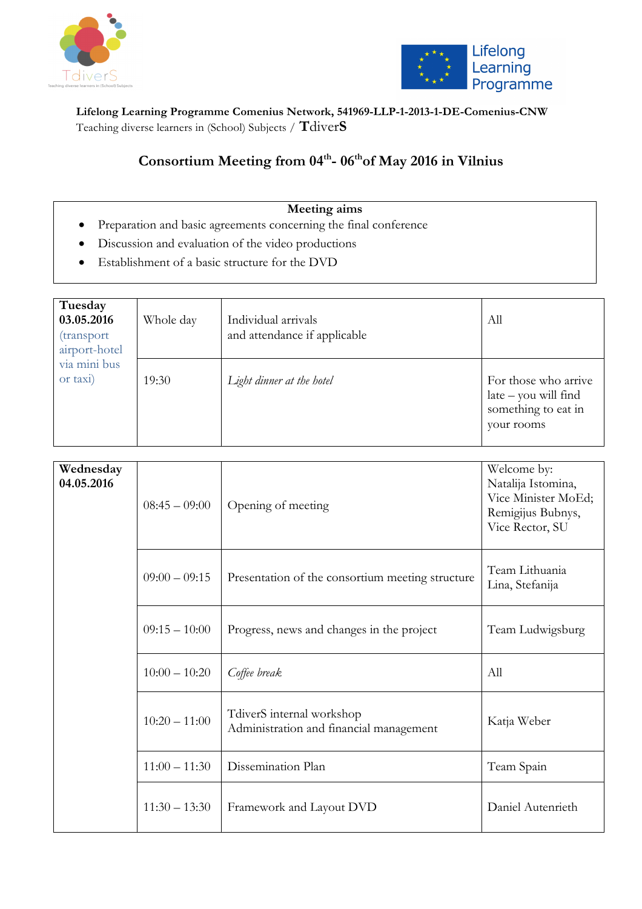**Lifelong Learning Programme Comenius Network, 541969-LLP-1-2013-1-DE-Comenius-CNW**
Teaching diverse learners in (School) Subjects / **TdiverS**

# Consortium Meeting from 04th- 06th of May 2016 in Vilnius

**Meeting aims**

- Preparation and basic agreements concerning the final conference
- Discussion and evaluation of the video productions
- Establishment of a basic structure for the DVD

| **Tuesday 03.05.2016** (transport airport-hotel via mini bus or taxi) | Whole day | Individual arrivals and attendance if applicable | All |
|---|---|---|---|
| | 19:30 | *Light dinner at the hotel* | For those who arrive late – you will find something to eat in your rooms |

| **Wednesday 04.05.2016** | 08:45 – 09:00 | Opening of meeting | Welcome by: Natalija Istomina, Vice Minister MoEd; Remigijus Bubnys, Vice Rector, SU |
|---|---|---|---|
| | 09:00 – 09:15 | Presentation of the consortium meeting structure | Team Lithuania Lina, Stefanija |
| | 09:15 – 10:00 | Progress, news and changes in the project | Team Ludwigsburg |
| | 10:00 – 10:20 | *Coffee break* | All |
| | 10:20 – 11:00 | TdiverS internal workshop Administration and financial management | Katja Weber |
| | 11:00 – 11:30 | Dissemination Plan | Team Spain |
| | 11:30 – 13:30 | Framework and Layout DVD | Daniel Autenrieth |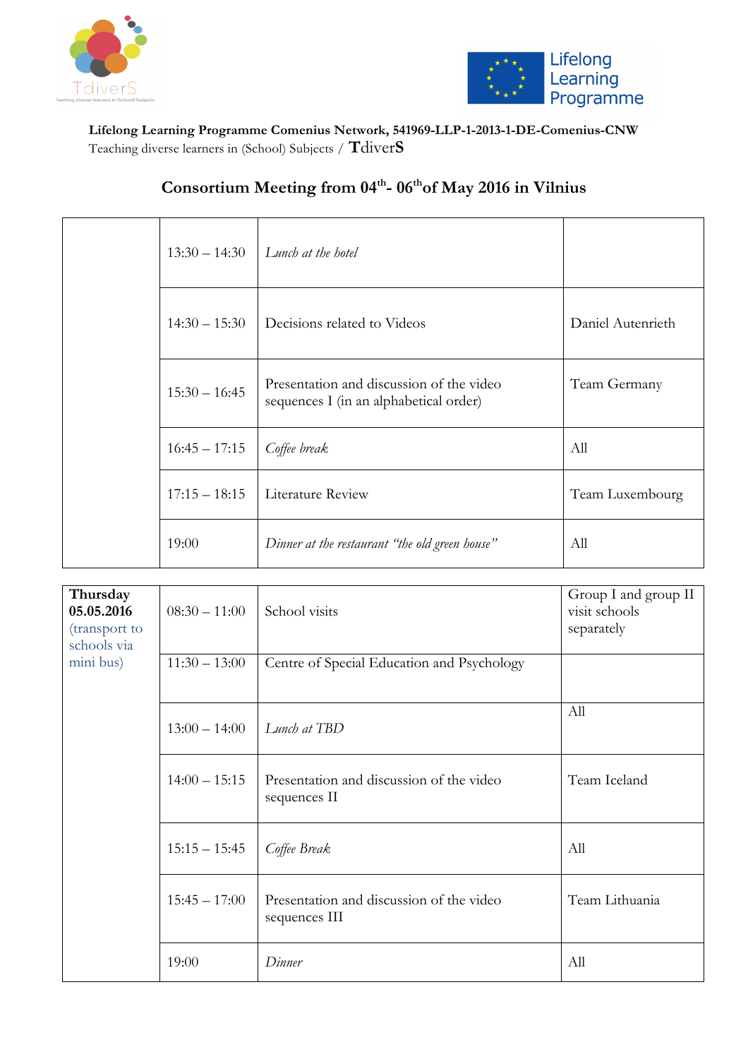**Lifelong Learning Programme Comenius Network, 541969-LLP-1-2013-1-DE-Comenius-CNW**
Teaching diverse learners in (School) Subjects / **TdiverS**

## Consortium Meeting from 04th- 06th of May 2016 in Vilnius

| | | | |
|---|---|---|---|
| | 13:30 – 14:30 | *Lunch at the hotel* | |
| | 14:30 – 15:30 | Decisions related to Videos | Daniel Autenrieth |
| | 15:30 – 16:45 | Presentation and discussion of the video sequences I (in an alphabetical order) | Team Germany |
| | 16:45 – 17:15 | *Coffee break* | All |
| | 17:15 – 18:15 | Literature Review | Team Luxembourg |
| | 19:00 | *Dinner at the restaurant "the old green house"* | All |

| | | | |
|---|---|---|---|
| **Thursday 05.05.2016** (transport to schools via mini bus) | 08:30 – 11:00 | School visits | Group I and group II visit schools separately |
| | 11:30 – 13:00 | Centre of Special Education and Psychology | |
| | 13:00 – 14:00 | *Lunch at TBD* | All |
| | 14:00 – 15:15 | Presentation and discussion of the video sequences II | Team Iceland |
| | 15:15 – 15:45 | *Coffee Break* | All |
| | 15:45 – 17:00 | Presentation and discussion of the video sequences III | Team Lithuania |
| | 19:00 | *Dinner* | All |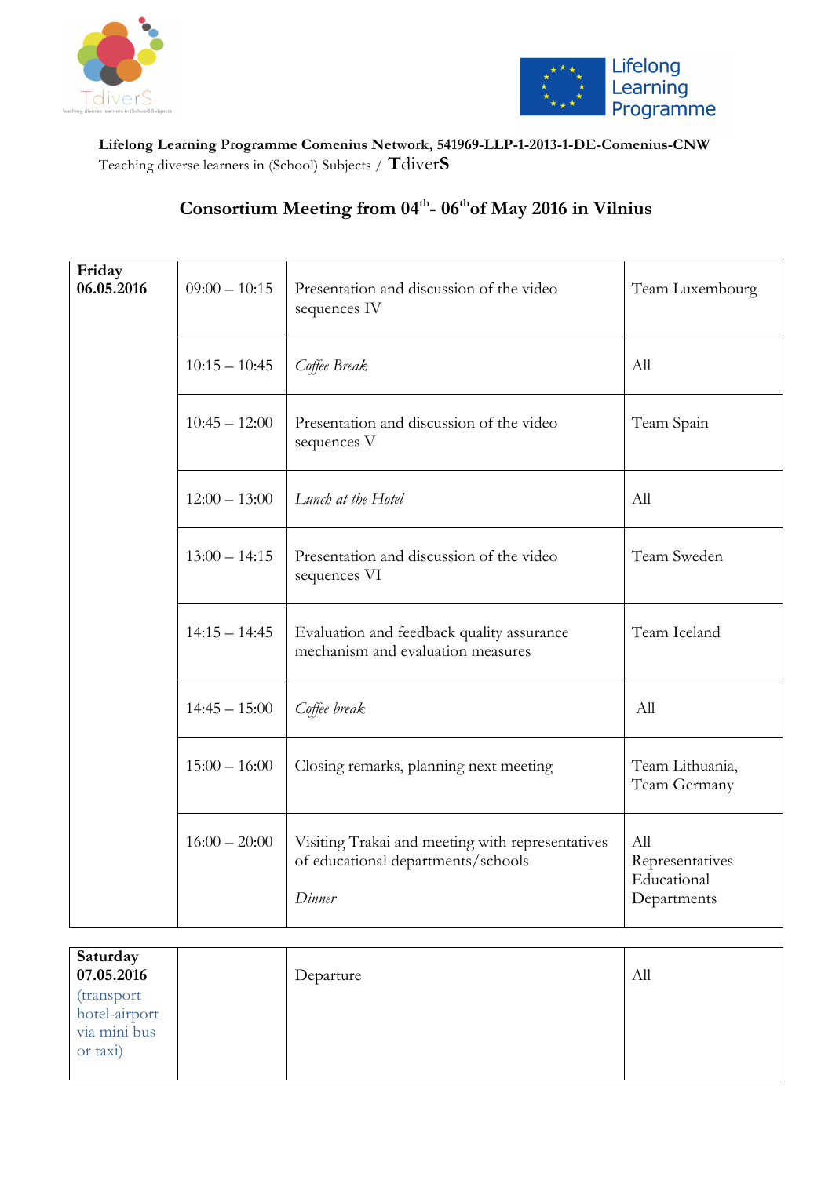**Lifelong Learning Programme Comenius Network, 541969-LLP-1-2013-1-DE-Comenius-CNW**
Teaching diverse learners in (School) Subjects / **TdiverS**

## Consortium Meeting from 04th- 06th of May 2016 in Vilnius

| | | | |
|---|---|---|---|
| **Friday 06.05.2016** | 09:00 – 10:15 | Presentation and discussion of the video sequences IV | Team Luxembourg |
| | 10:15 – 10:45 | *Coffee Break* | All |
| | 10:45 – 12:00 | Presentation and discussion of the video sequences V | Team Spain |
| | 12:00 – 13:00 | *Lunch at the Hotel* | All |
| | 13:00 – 14:15 | Presentation and discussion of the video sequences VI | Team Sweden |
| | 14:15 – 14:45 | Evaluation and feedback quality assurance mechanism and evaluation measures | Team Iceland |
| | 14:45 – 15:00 | *Coffee break* | All |
| | 15:00 – 16:00 | Closing remarks, planning next meeting | Team Lithuania, Team Germany |
| | 16:00 – 20:00 | Visiting Trakai and meeting with representatives of educational departments/schools<br><br>*Dinner* | All<br>Representatives Educational Departments |

| | | | |
|---|---|---|---|
| **Saturday 07.05.2016** (transport hotel-airport via mini bus or taxi) | | Departure | All |